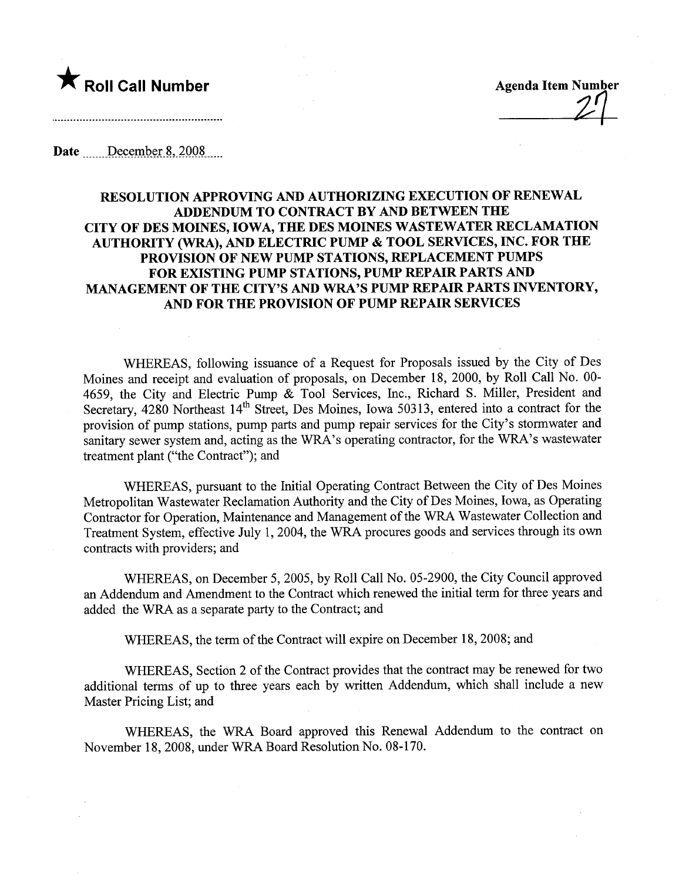★ **Roll Call Number**

**Agenda Item Number**

27

..............................................................

**Date** December 8, 2008

## RESOLUTION APPROVING AND AUTHORIZING EXECUTION OF RENEWAL ADDENDUM TO CONTRACT BY AND BETWEEN THE CITY OF DES MOINES, IOWA, THE DES MOINES WASTEWATER RECLAMATION AUTHORITY (WRA), AND ELECTRIC PUMP & TOOL SERVICES, INC. FOR THE PROVISION OF NEW PUMP STATIONS, REPLACEMENT PUMPS FOR EXISTING PUMP STATIONS, PUMP REPAIR PARTS AND MANAGEMENT OF THE CITY'S AND WRA'S PUMP REPAIR PARTS INVENTORY, AND FOR THE PROVISION OF PUMP REPAIR SERVICES

WHEREAS, following issuance of a Request for Proposals issued by the City of Des Moines and receipt and evaluation of proposals, on December 18, 2000, by Roll Call No. 00-4659, the City and Electric Pump & Tool Services, Inc., Richard S. Miller, President and Secretary, 4280 Northeast 14th Street, Des Moines, Iowa 50313, entered into a contract for the provision of pump stations, pump parts and pump repair services for the City's stormwater and sanitary sewer system and, acting as the WRA's operating contractor, for the WRA's wastewater treatment plant ("the Contract"); and

WHEREAS, pursuant to the Initial Operating Contract Between the City of Des Moines Metropolitan Wastewater Reclamation Authority and the City of Des Moines, Iowa, as Operating Contractor for Operation, Maintenance and Management of the WRA Wastewater Collection and Treatment System, effective July 1, 2004, the WRA procures goods and services through its own contracts with providers; and

WHEREAS, on December 5, 2005, by Roll Call No. 05-2900, the City Council approved an Addendum and Amendment to the Contract which renewed the initial term for three years and added the WRA as a separate party to the Contract; and

WHEREAS, the term of the Contract will expire on December 18, 2008; and

WHEREAS, Section 2 of the Contract provides that the contract may be renewed for two additional terms of up to three years each by written Addendum, which shall include a new Master Pricing List; and

WHEREAS, the WRA Board approved this Renewal Addendum to the contract on November 18, 2008, under WRA Board Resolution No. 08-170.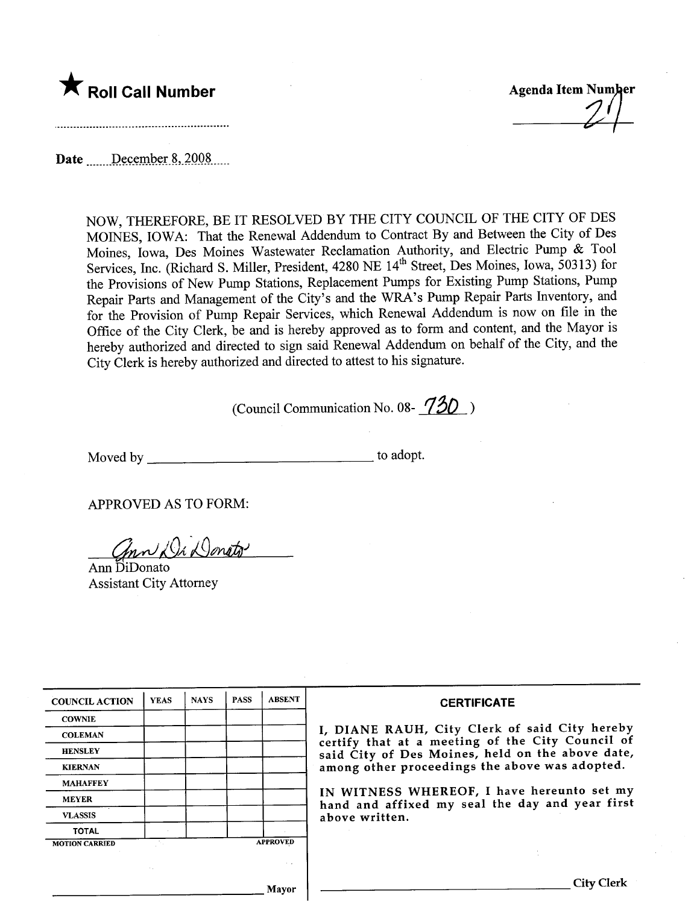★ **Roll Call Number**

..........................................................

**Agenda Item Number**

27

**Date** December 8, 2008

NOW, THEREFORE, BE IT RESOLVED BY THE CITY COUNCIL OF THE CITY OF DES MOINES, IOWA: That the Renewal Addendum to Contract By and Between the City of Des Moines, Iowa, Des Moines Wastewater Reclamation Authority, and Electric Pump & Tool Services, Inc. (Richard S. Miller, President, 4280 NE 14th Street, Des Moines, Iowa, 50313) for the Provisions of New Pump Stations, Replacement Pumps for Existing Pump Stations, Pump Repair Parts and Management of the City's and the WRA's Pump Repair Parts Inventory, and for the Provision of Pump Repair Services, which Renewal Addendum is now on file in the Office of the City Clerk, be and is hereby approved as to form and content, and the Mayor is hereby authorized and directed to sign said Renewal Addendum on behalf of the City, and the City Clerk is hereby authorized and directed to attest to his signature.

(Council Communication No. 08- 730 )

Moved by ________________________________ to adopt.

APPROVED AS TO FORM:

Ann DiDonato
Assistant City Attorney

| COUNCIL ACTION | YEAS | NAYS | PASS | ABSENT |
|---|---|---|---|---|
| COWNIE | | | | |
| COLEMAN | | | | |
| HENSLEY | | | | |
| KIERNAN | | | | |
| MAHAFFEY | | | | |
| MEYER | | | | |
| VLASSIS | | | | |
| TOTAL | | | | |

MOTION CARRIED APPROVED

________________________________ Mayor

**CERTIFICATE**

I, DIANE RAUH, City Clerk of said City hereby certify that at a meeting of the City Council of said City of Des Moines, held on the above date, among other proceedings the above was adopted.

IN WITNESS WHEREOF, I have hereunto set my hand and affixed my seal the day and year first above written.

________________________________ City Clerk